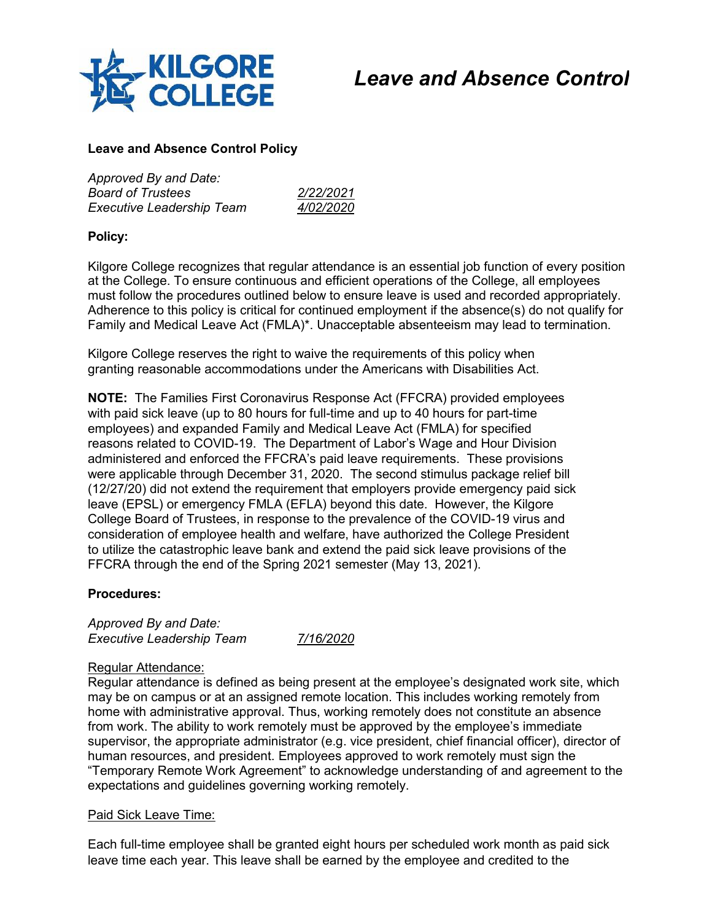# Leave and Absence Control

**Leave and Absence Control Policy**

*Approved By and Date:*
*Board of Trustees* *2/22/2021*
*Executive Leadership Team* *4/02/2020*

**Policy:**

Kilgore College recognizes that regular attendance is an essential job function of every position at the College. To ensure continuous and efficient operations of the College, all employees must follow the procedures outlined below to ensure leave is used and recorded appropriately. Adherence to this policy is critical for continued employment if the absence(s) do not qualify for Family and Medical Leave Act (FMLA)*. Unacceptable absenteeism may lead to termination.

Kilgore College reserves the right to waive the requirements of this policy when granting reasonable accommodations under the Americans with Disabilities Act.

**NOTE:** The Families First Coronavirus Response Act (FFCRA) provided employees with paid sick leave (up to 80 hours for full-time and up to 40 hours for part-time employees) and expanded Family and Medical Leave Act (FMLA) for specified reasons related to COVID-19. The Department of Labor's Wage and Hour Division administered and enforced the FFCRA's paid leave requirements. These provisions were applicable through December 31, 2020. The second stimulus package relief bill (12/27/20) did not extend the requirement that employers provide emergency paid sick leave (EPSL) or emergency FMLA (EFLA) beyond this date. However, the Kilgore College Board of Trustees, in response to the prevalence of the COVID-19 virus and consideration of employee health and welfare, have authorized the College President to utilize the catastrophic leave bank and extend the paid sick leave provisions of the FFCRA through the end of the Spring 2021 semester (May 13, 2021).

**Procedures:**

*Approved By and Date:*
*Executive Leadership Team* *7/16/2020*

Regular Attendance:
Regular attendance is defined as being present at the employee's designated work site, which may be on campus or at an assigned remote location. This includes working remotely from home with administrative approval. Thus, working remotely does not constitute an absence from work. The ability to work remotely must be approved by the employee's immediate supervisor, the appropriate administrator (e.g. vice president, chief financial officer), director of human resources, and president. Employees approved to work remotely must sign the "Temporary Remote Work Agreement" to acknowledge understanding of and agreement to the expectations and guidelines governing working remotely.

Paid Sick Leave Time:

Each full-time employee shall be granted eight hours per scheduled work month as paid sick leave time each year. This leave shall be earned by the employee and credited to the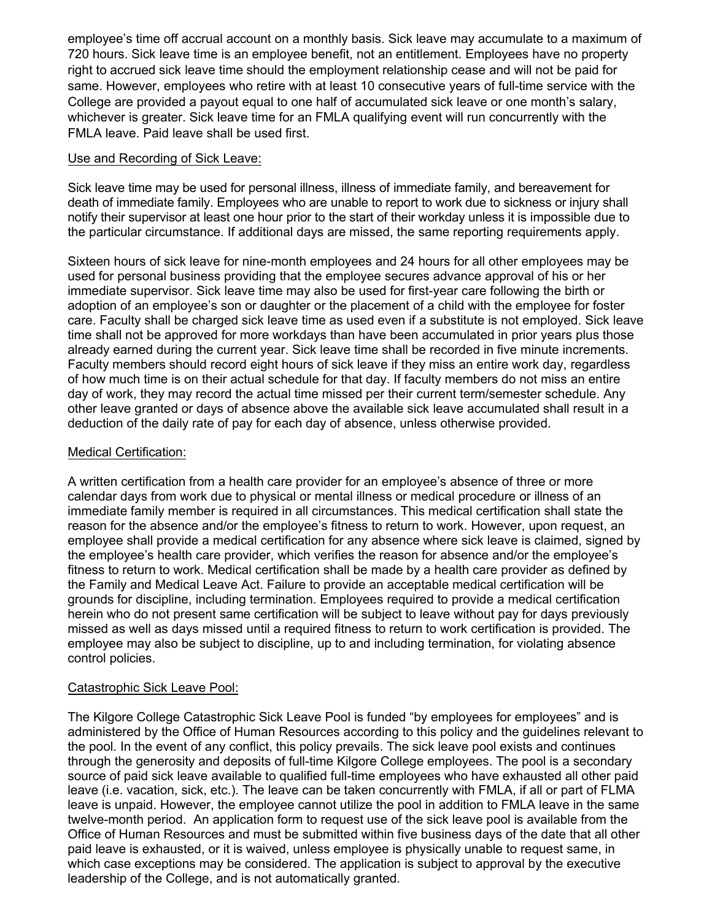employee's time off accrual account on a monthly basis. Sick leave may accumulate to a maximum of 720 hours. Sick leave time is an employee benefit, not an entitlement. Employees have no property right to accrued sick leave time should the employment relationship cease and will not be paid for same. However, employees who retire with at least 10 consecutive years of full-time service with the College are provided a payout equal to one half of accumulated sick leave or one month's salary, whichever is greater. Sick leave time for an FMLA qualifying event will run concurrently with the FMLA leave. Paid leave shall be used first.

Use and Recording of Sick Leave:

Sick leave time may be used for personal illness, illness of immediate family, and bereavement for death of immediate family. Employees who are unable to report to work due to sickness or injury shall notify their supervisor at least one hour prior to the start of their workday unless it is impossible due to the particular circumstance. If additional days are missed, the same reporting requirements apply.

Sixteen hours of sick leave for nine-month employees and 24 hours for all other employees may be used for personal business providing that the employee secures advance approval of his or her immediate supervisor. Sick leave time may also be used for first-year care following the birth or adoption of an employee's son or daughter or the placement of a child with the employee for foster care. Faculty shall be charged sick leave time as used even if a substitute is not employed. Sick leave time shall not be approved for more workdays than have been accumulated in prior years plus those already earned during the current year. Sick leave time shall be recorded in five minute increments. Faculty members should record eight hours of sick leave if they miss an entire work day, regardless of how much time is on their actual schedule for that day. If faculty members do not miss an entire day of work, they may record the actual time missed per their current term/semester schedule. Any other leave granted or days of absence above the available sick leave accumulated shall result in a deduction of the daily rate of pay for each day of absence, unless otherwise provided.

Medical Certification:

A written certification from a health care provider for an employee's absence of three or more calendar days from work due to physical or mental illness or medical procedure or illness of an immediate family member is required in all circumstances. This medical certification shall state the reason for the absence and/or the employee's fitness to return to work. However, upon request, an employee shall provide a medical certification for any absence where sick leave is claimed, signed by the employee's health care provider, which verifies the reason for absence and/or the employee's fitness to return to work. Medical certification shall be made by a health care provider as defined by the Family and Medical Leave Act. Failure to provide an acceptable medical certification will be grounds for discipline, including termination. Employees required to provide a medical certification herein who do not present same certification will be subject to leave without pay for days previously missed as well as days missed until a required fitness to return to work certification is provided. The employee may also be subject to discipline, up to and including termination, for violating absence control policies.

Catastrophic Sick Leave Pool:

The Kilgore College Catastrophic Sick Leave Pool is funded "by employees for employees" and is administered by the Office of Human Resources according to this policy and the guidelines relevant to the pool. In the event of any conflict, this policy prevails. The sick leave pool exists and continues through the generosity and deposits of full-time Kilgore College employees. The pool is a secondary source of paid sick leave available to qualified full-time employees who have exhausted all other paid leave (i.e. vacation, sick, etc.). The leave can be taken concurrently with FMLA, if all or part of FLMA leave is unpaid. However, the employee cannot utilize the pool in addition to FMLA leave in the same twelve-month period. An application form to request use of the sick leave pool is available from the Office of Human Resources and must be submitted within five business days of the date that all other paid leave is exhausted, or it is waived, unless employee is physically unable to request same, in which case exceptions may be considered. The application is subject to approval by the executive leadership of the College, and is not automatically granted.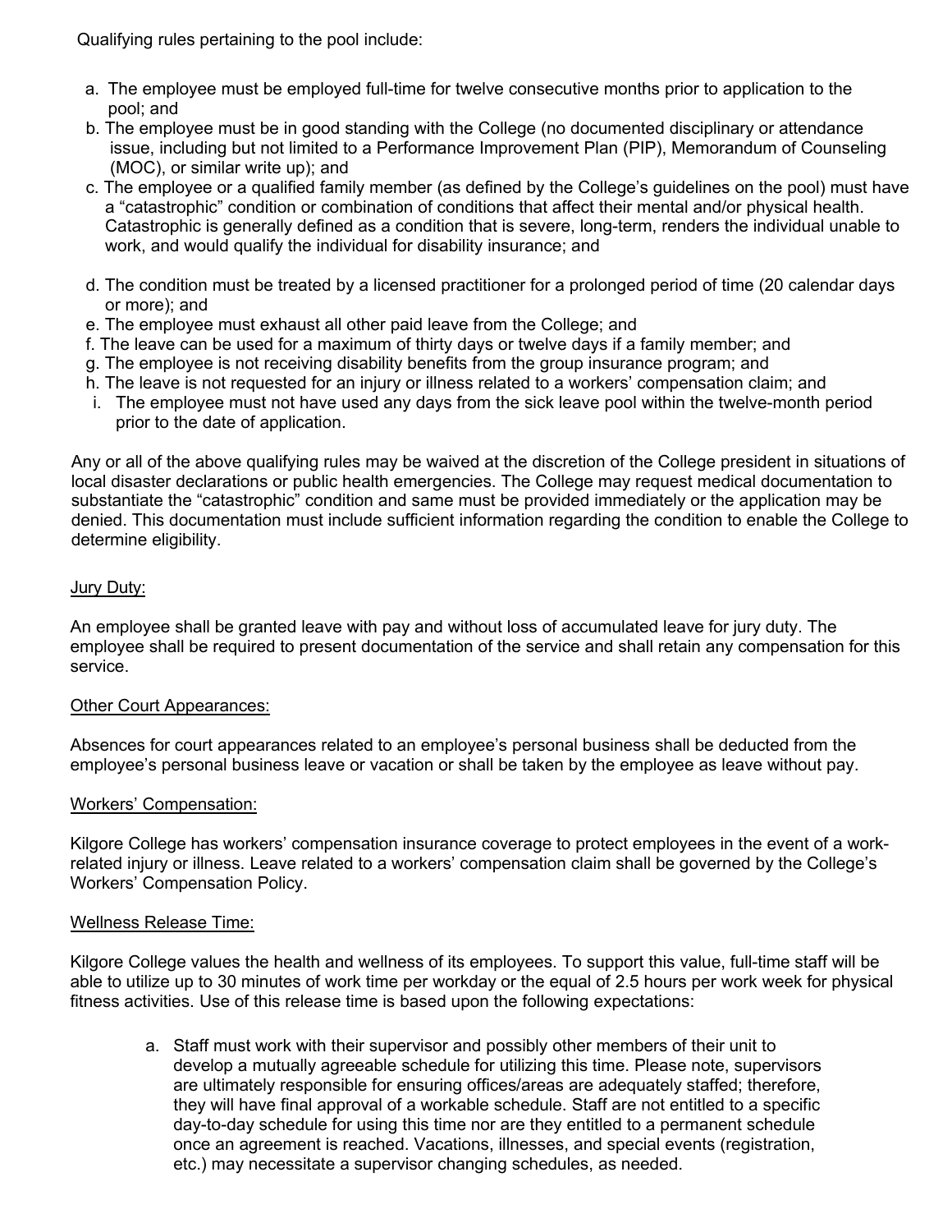Qualifying rules pertaining to the pool include:

a. The employee must be employed full-time for twelve consecutive months prior to application to the pool; and
b. The employee must be in good standing with the College (no documented disciplinary or attendance issue, including but not limited to a Performance Improvement Plan (PIP), Memorandum of Counseling (MOC), or similar write up); and
c. The employee or a qualified family member (as defined by the College's guidelines on the pool) must have a "catastrophic" condition or combination of conditions that affect their mental and/or physical health. Catastrophic is generally defined as a condition that is severe, long-term, renders the individual unable to work, and would qualify the individual for disability insurance; and
d. The condition must be treated by a licensed practitioner for a prolonged period of time (20 calendar days or more); and
e. The employee must exhaust all other paid leave from the College; and
f. The leave can be used for a maximum of thirty days or twelve days if a family member; and
g. The employee is not receiving disability benefits from the group insurance program; and
h. The leave is not requested for an injury or illness related to a workers' compensation claim; and
i. The employee must not have used any days from the sick leave pool within the twelve-month period prior to the date of application.

Any or all of the above qualifying rules may be waived at the discretion of the College president in situations of local disaster declarations or public health emergencies. The College may request medical documentation to substantiate the "catastrophic" condition and same must be provided immediately or the application may be denied. This documentation must include sufficient information regarding the condition to enable the College to determine eligibility.

Jury Duty:

An employee shall be granted leave with pay and without loss of accumulated leave for jury duty. The employee shall be required to present documentation of the service and shall retain any compensation for this service.

Other Court Appearances:

Absences for court appearances related to an employee's personal business shall be deducted from the employee's personal business leave or vacation or shall be taken by the employee as leave without pay.

Workers' Compensation:

Kilgore College has workers' compensation insurance coverage to protect employees in the event of a work-related injury or illness. Leave related to a workers' compensation claim shall be governed by the College's Workers' Compensation Policy.

Wellness Release Time:

Kilgore College values the health and wellness of its employees. To support this value, full-time staff will be able to utilize up to 30 minutes of work time per workday or the equal of 2.5 hours per work week for physical fitness activities. Use of this release time is based upon the following expectations:

a. Staff must work with their supervisor and possibly other members of their unit to develop a mutually agreeable schedule for utilizing this time. Please note, supervisors are ultimately responsible for ensuring offices/areas are adequately staffed; therefore, they will have final approval of a workable schedule. Staff are not entitled to a specific day-to-day schedule for using this time nor are they entitled to a permanent schedule once an agreement is reached. Vacations, illnesses, and special events (registration, etc.) may necessitate a supervisor changing schedules, as needed.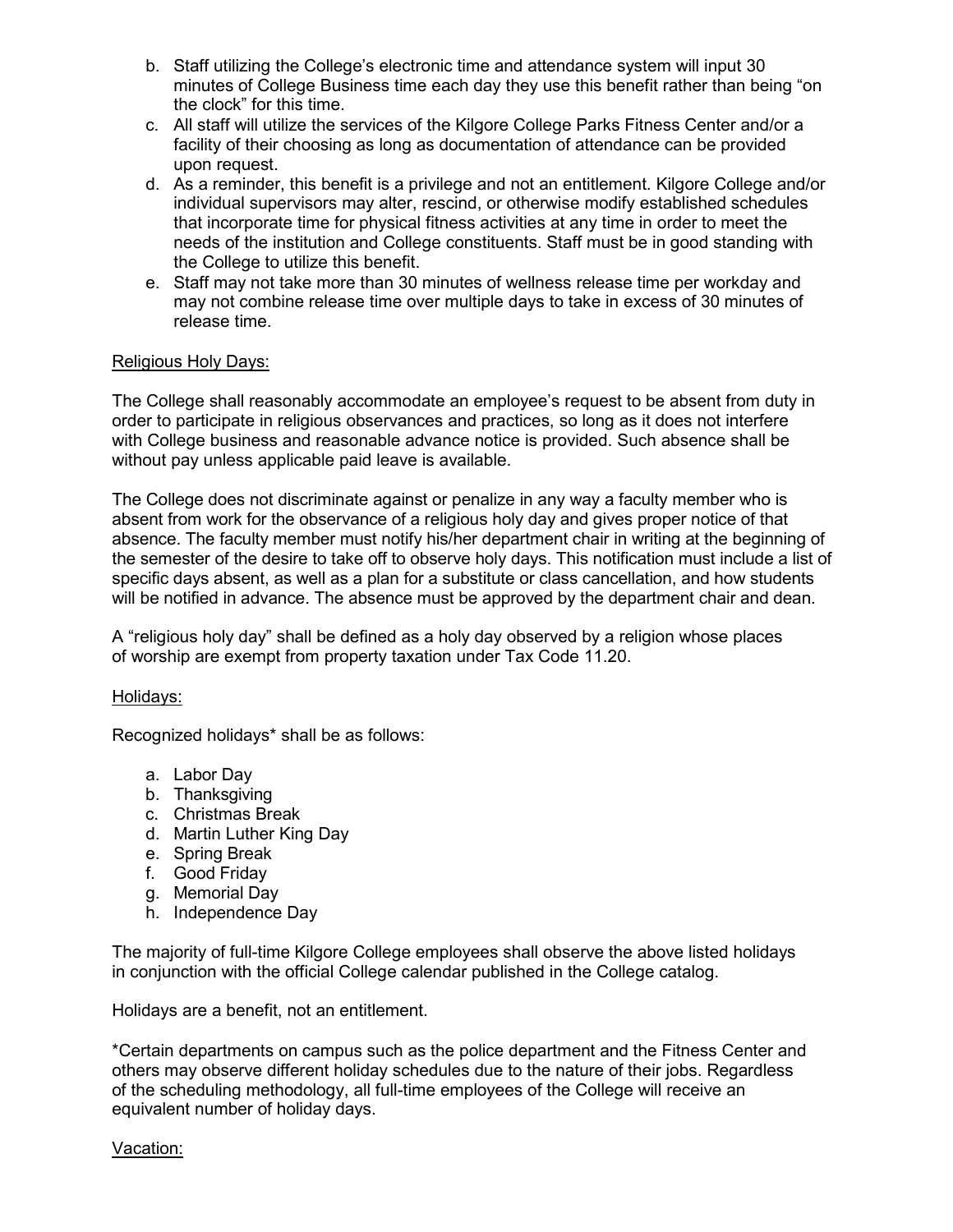b. Staff utilizing the College's electronic time and attendance system will input 30 minutes of College Business time each day they use this benefit rather than being "on the clock" for this time.
c. All staff will utilize the services of the Kilgore College Parks Fitness Center and/or a facility of their choosing as long as documentation of attendance can be provided upon request.
d. As a reminder, this benefit is a privilege and not an entitlement. Kilgore College and/or individual supervisors may alter, rescind, or otherwise modify established schedules that incorporate time for physical fitness activities at any time in order to meet the needs of the institution and College constituents. Staff must be in good standing with the College to utilize this benefit.
e. Staff may not take more than 30 minutes of wellness release time per workday and may not combine release time over multiple days to take in excess of 30 minutes of release time.

<u>Religious Holy Days:</u>

The College shall reasonably accommodate an employee's request to be absent from duty in order to participate in religious observances and practices, so long as it does not interfere with College business and reasonable advance notice is provided. Such absence shall be without pay unless applicable paid leave is available.

The College does not discriminate against or penalize in any way a faculty member who is absent from work for the observance of a religious holy day and gives proper notice of that absence. The faculty member must notify his/her department chair in writing at the beginning of the semester of the desire to take off to observe holy days. This notification must include a list of specific days absent, as well as a plan for a substitute or class cancellation, and how students will be notified in advance. The absence must be approved by the department chair and dean.

A "religious holy day" shall be defined as a holy day observed by a religion whose places of worship are exempt from property taxation under Tax Code 11.20.

<u>Holidays:</u>

Recognized holidays* shall be as follows:

a. Labor Day
b. Thanksgiving
c. Christmas Break
d. Martin Luther King Day
e. Spring Break
f. Good Friday
g. Memorial Day
h. Independence Day

The majority of full-time Kilgore College employees shall observe the above listed holidays in conjunction with the official College calendar published in the College catalog.

Holidays are a benefit, not an entitlement.

*Certain departments on campus such as the police department and the Fitness Center and others may observe different holiday schedules due to the nature of their jobs. Regardless of the scheduling methodology, all full-time employees of the College will receive an equivalent number of holiday days.

<u>Vacation:</u>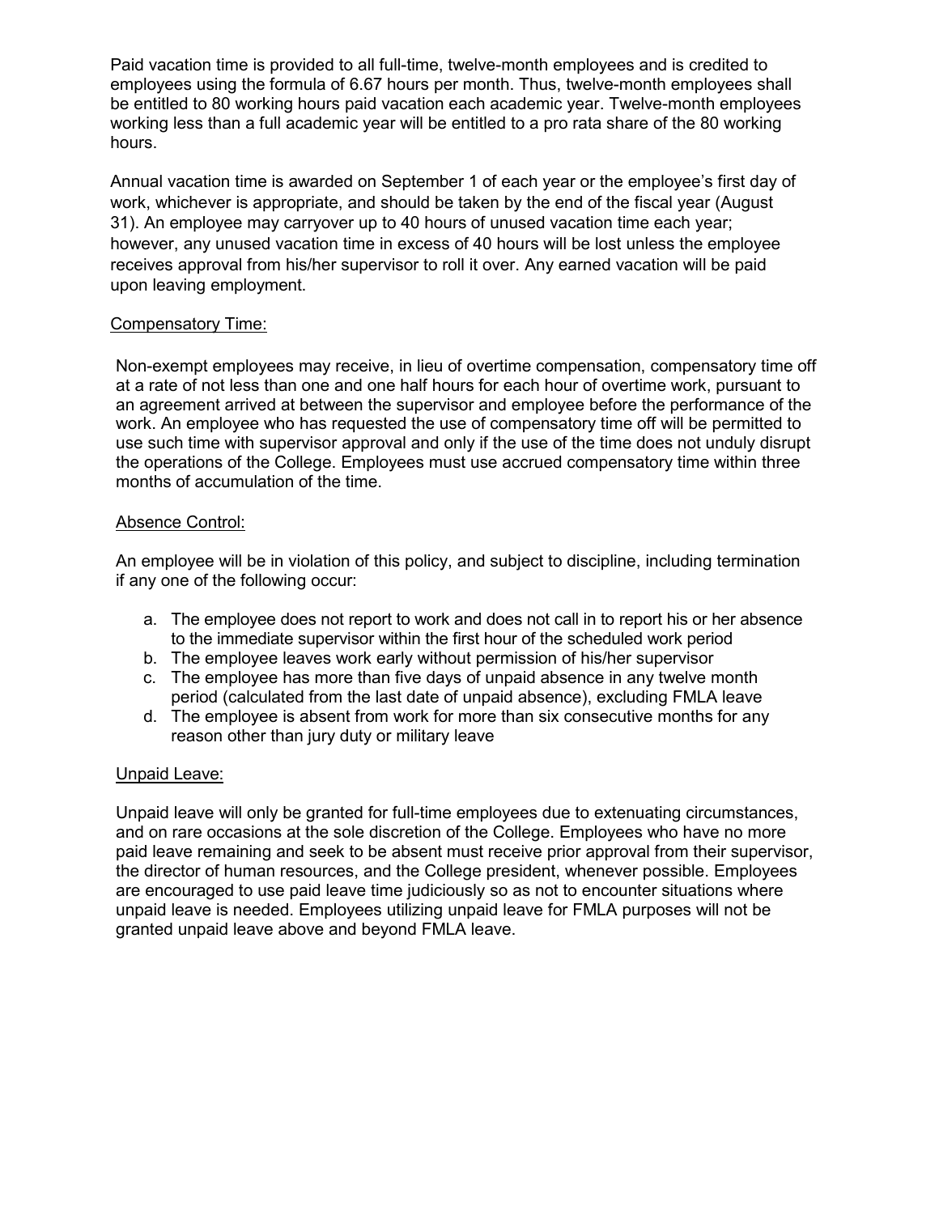Paid vacation time is provided to all full-time, twelve-month employees and is credited to employees using the formula of 6.67 hours per month. Thus, twelve-month employees shall be entitled to 80 working hours paid vacation each academic year. Twelve-month employees working less than a full academic year will be entitled to a pro rata share of the 80 working hours.

Annual vacation time is awarded on September 1 of each year or the employee's first day of work, whichever is appropriate, and should be taken by the end of the fiscal year (August 31). An employee may carryover up to 40 hours of unused vacation time each year; however, any unused vacation time in excess of 40 hours will be lost unless the employee receives approval from his/her supervisor to roll it over. Any earned vacation will be paid upon leaving employment.

Compensatory Time:

Non-exempt employees may receive, in lieu of overtime compensation, compensatory time off at a rate of not less than one and one half hours for each hour of overtime work, pursuant to an agreement arrived at between the supervisor and employee before the performance of the work. An employee who has requested the use of compensatory time off will be permitted to use such time with supervisor approval and only if the use of the time does not unduly disrupt the operations of the College. Employees must use accrued compensatory time within three months of accumulation of the time.

Absence Control:

An employee will be in violation of this policy, and subject to discipline, including termination if any one of the following occur:

a. The employee does not report to work and does not call in to report his or her absence to the immediate supervisor within the first hour of the scheduled work period
b. The employee leaves work early without permission of his/her supervisor
c. The employee has more than five days of unpaid absence in any twelve month period (calculated from the last date of unpaid absence), excluding FMLA leave
d. The employee is absent from work for more than six consecutive months for any reason other than jury duty or military leave

Unpaid Leave:

Unpaid leave will only be granted for full-time employees due to extenuating circumstances, and on rare occasions at the sole discretion of the College. Employees who have no more paid leave remaining and seek to be absent must receive prior approval from their supervisor, the director of human resources, and the College president, whenever possible. Employees are encouraged to use paid leave time judiciously so as not to encounter situations where unpaid leave is needed. Employees utilizing unpaid leave for FMLA purposes will not be granted unpaid leave above and beyond FMLA leave.